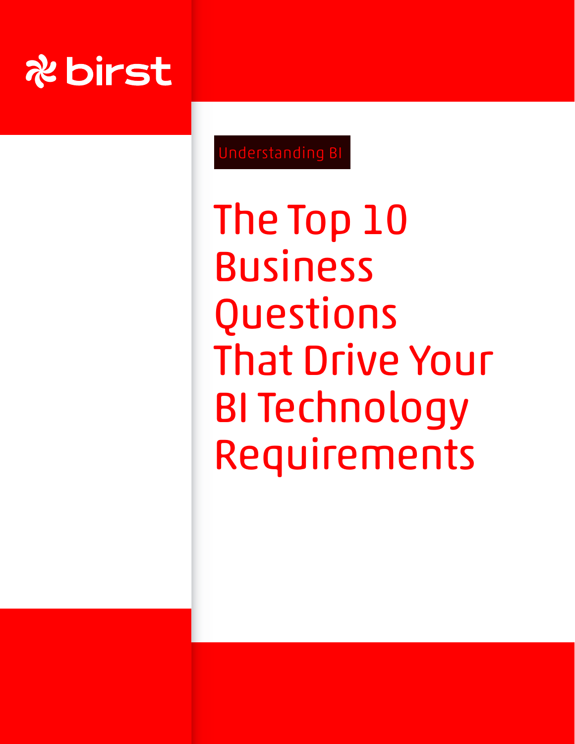birst

Understanding BI

# The Top 10 Business Questions That Drive Your BI Technology Requirements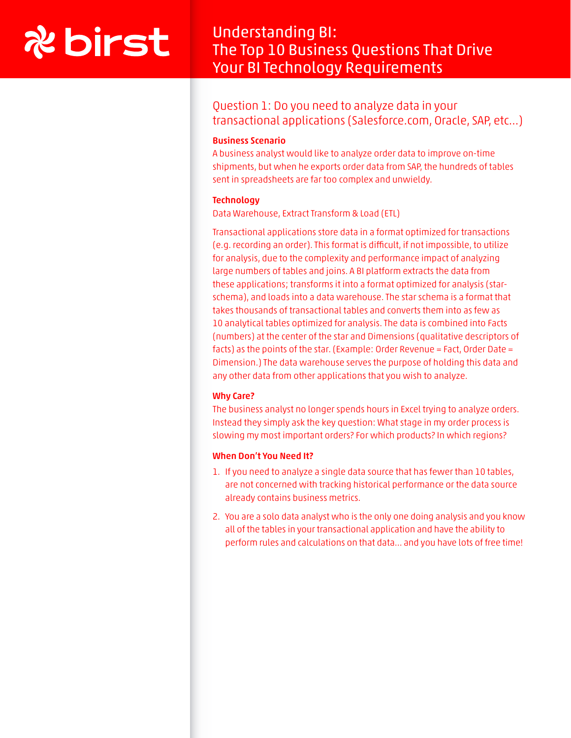# Understanding BI: The Top 10 Business Questions That Drive Your BI Technology Requirements

## Question 1: Do you need to analyze data in your transactional applications (Salesforce.com, Oracle, SAP, etc...)

**Business Scenario**

A business analyst would like to analyze order data to improve on-time shipments, but when he exports order data from SAP, the hundreds of tables sent in spreadsheets are far too complex and unwieldy.

**Technology**

Data Warehouse, Extract Transform & Load (ETL)

Transactional applications store data in a format optimized for transactions (e.g. recording an order). This format is difficult, if not impossible, to utilize for analysis, due to the complexity and performance impact of analyzing large numbers of tables and joins. A BI platform extracts the data from these applications; transforms it into a format optimized for analysis (star-schema), and loads into a data warehouse. The star schema is a format that takes thousands of transactional tables and converts them into as few as 10 analytical tables optimized for analysis. The data is combined into Facts (numbers) at the center of the star and Dimensions (qualitative descriptors of facts) as the points of the star. (Example: Order Revenue = Fact, Order Date = Dimension.) The data warehouse serves the purpose of holding this data and any other data from other applications that you wish to analyze.

**Why Care?**

The business analyst no longer spends hours in Excel trying to analyze orders. Instead they simply ask the key question: What stage in my order process is slowing my most important orders? For which products? In which regions?

**When Don't You Need It?**

1. If you need to analyze a single data source that has fewer than 10 tables, are not concerned with tracking historical performance or the data source already contains business metrics.
2. You are a solo data analyst who is the only one doing analysis and you know all of the tables in your transactional application and have the ability to perform rules and calculations on that data... and you have lots of free time!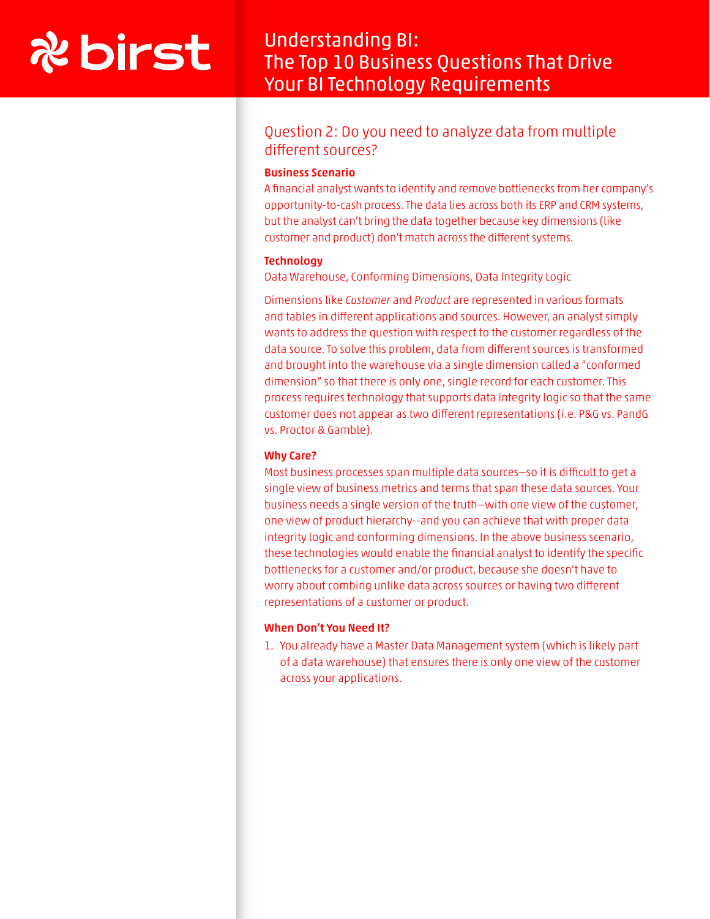## Question 2: Do you need to analyze data from multiple different sources?

**Business Scenario**

A financial analyst wants to identify and remove bottlenecks from her company's opportunity-to-cash process. The data lies across both its ERP and CRM systems, but the analyst can't bring the data together because key dimensions (like customer and product) don't match across the different systems.

**Technology**

Data Warehouse, Conforming Dimensions, Data Integrity Logic

Dimensions like *Customer* and *Product* are represented in various formats and tables in different applications and sources. However, an analyst simply wants to address the question with respect to the customer regardless of the data source. To solve this problem, data from different sources is transformed and brought into the warehouse via a single dimension called a "conformed dimension" so that there is only one, single record for each customer. This process requires technology that supports data integrity logic so that the same customer does not appear as two different representations (i.e. P&G vs. PandG vs. Proctor & Gamble).

**Why Care?**

Most business processes span multiple data sources—so it is difficult to get a single view of business metrics and terms that span these data sources. Your business needs a single version of the truth—with one view of the customer, one view of product hierarchy--and you can achieve that with proper data integrity logic and conforming dimensions. In the above business scenario, these technologies would enable the financial analyst to identify the specific bottlenecks for a customer and/or product, because she doesn't have to worry about combing unlike data across sources or having two different representations of a customer or product.

**When Don't You Need It?**

1. You already have a Master Data Management system (which is likely part of a data warehouse) that ensures there is only one view of the customer across your applications.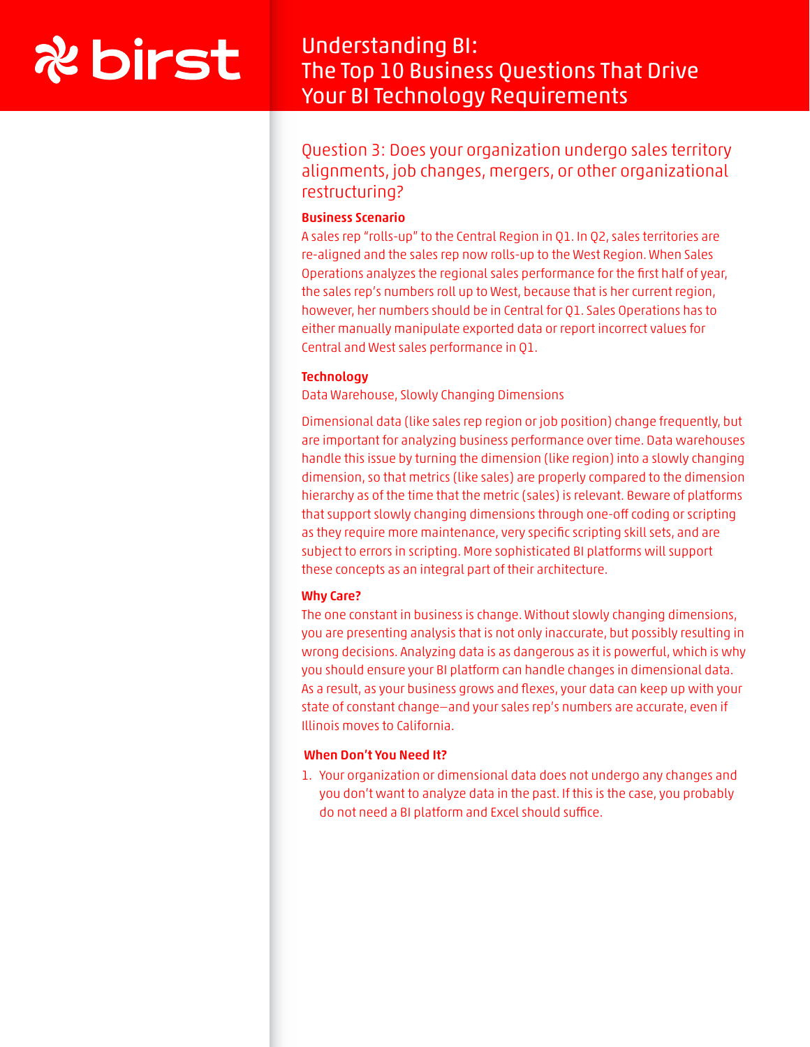## Question 3: Does your organization undergo sales territory alignments, job changes, mergers, or other organizational restructuring?

### Business Scenario

A sales rep "rolls-up" to the Central Region in Q1. In Q2, sales territories are re-aligned and the sales rep now rolls-up to the West Region. When Sales Operations analyzes the regional sales performance for the first half of year, the sales rep's numbers roll up to West, because that is her current region, however, her numbers should be in Central for Q1. Sales Operations has to either manually manipulate exported data or report incorrect values for Central and West sales performance in Q1.

### Technology

Data Warehouse, Slowly Changing Dimensions

Dimensional data (like sales rep region or job position) change frequently, but are important for analyzing business performance over time. Data warehouses handle this issue by turning the dimension (like region) into a slowly changing dimension, so that metrics (like sales) are properly compared to the dimension hierarchy as of the time that the metric (sales) is relevant. Beware of platforms that support slowly changing dimensions through one-off coding or scripting as they require more maintenance, very specific scripting skill sets, and are subject to errors in scripting. More sophisticated BI platforms will support these concepts as an integral part of their architecture.

### Why Care?

The one constant in business is change. Without slowly changing dimensions, you are presenting analysis that is not only inaccurate, but possibly resulting in wrong decisions. Analyzing data is as dangerous as it is powerful, which is why you should ensure your BI platform can handle changes in dimensional data. As a result, as your business grows and flexes, your data can keep up with your state of constant change—and your sales rep's numbers are accurate, even if Illinois moves to California.

### When Don't You Need It?

1. Your organization or dimensional data does not undergo any changes and you don't want to analyze data in the past. If this is the case, you probably do not need a BI platform and Excel should suffice.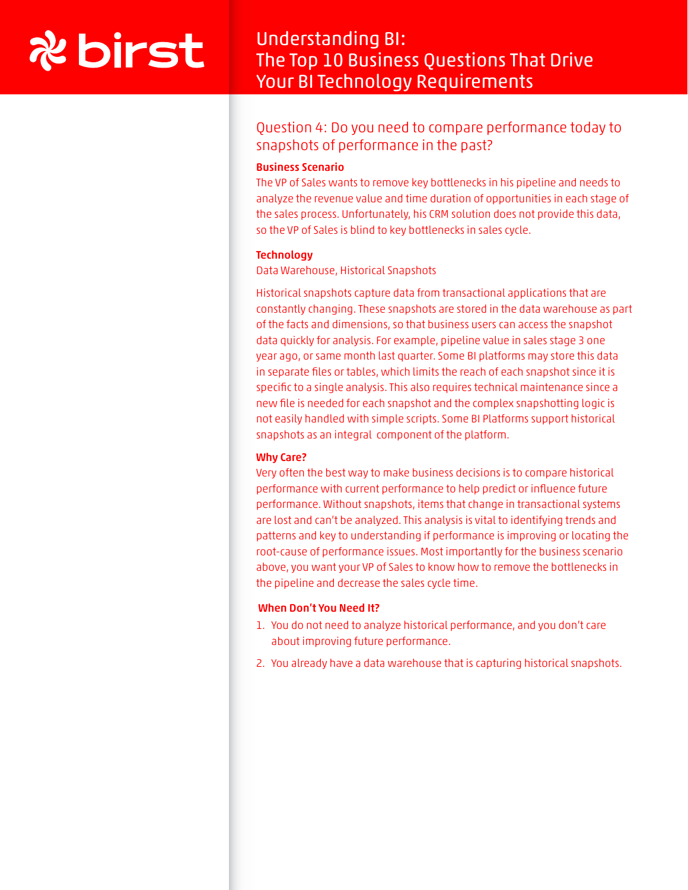## Question 4: Do you need to compare performance today to snapshots of performance in the past?

### Business Scenario

The VP of Sales wants to remove key bottlenecks in his pipeline and needs to analyze the revenue value and time duration of opportunities in each stage of the sales process. Unfortunately, his CRM solution does not provide this data, so the VP of Sales is blind to key bottlenecks in sales cycle.

### Technology

Data Warehouse, Historical Snapshots

Historical snapshots capture data from transactional applications that are constantly changing. These snapshots are stored in the data warehouse as part of the facts and dimensions, so that business users can access the snapshot data quickly for analysis. For example, pipeline value in sales stage 3 one year ago, or same month last quarter. Some BI platforms may store this data in separate files or tables, which limits the reach of each snapshot since it is specific to a single analysis. This also requires technical maintenance since a new file is needed for each snapshot and the complex snapshotting logic is not easily handled with simple scripts. Some BI Platforms support historical snapshots as an integral component of the platform.

### Why Care?

Very often the best way to make business decisions is to compare historical performance with current performance to help predict or influence future performance. Without snapshots, items that change in transactional systems are lost and can't be analyzed. This analysis is vital to identifying trends and patterns and key to understanding if performance is improving or locating the root-cause of performance issues. Most importantly for the business scenario above, you want your VP of Sales to know how to remove the bottlenecks in the pipeline and decrease the sales cycle time.

### When Don't You Need It?

1. You do not need to analyze historical performance, and you don't care about improving future performance.
2. You already have a data warehouse that is capturing historical snapshots.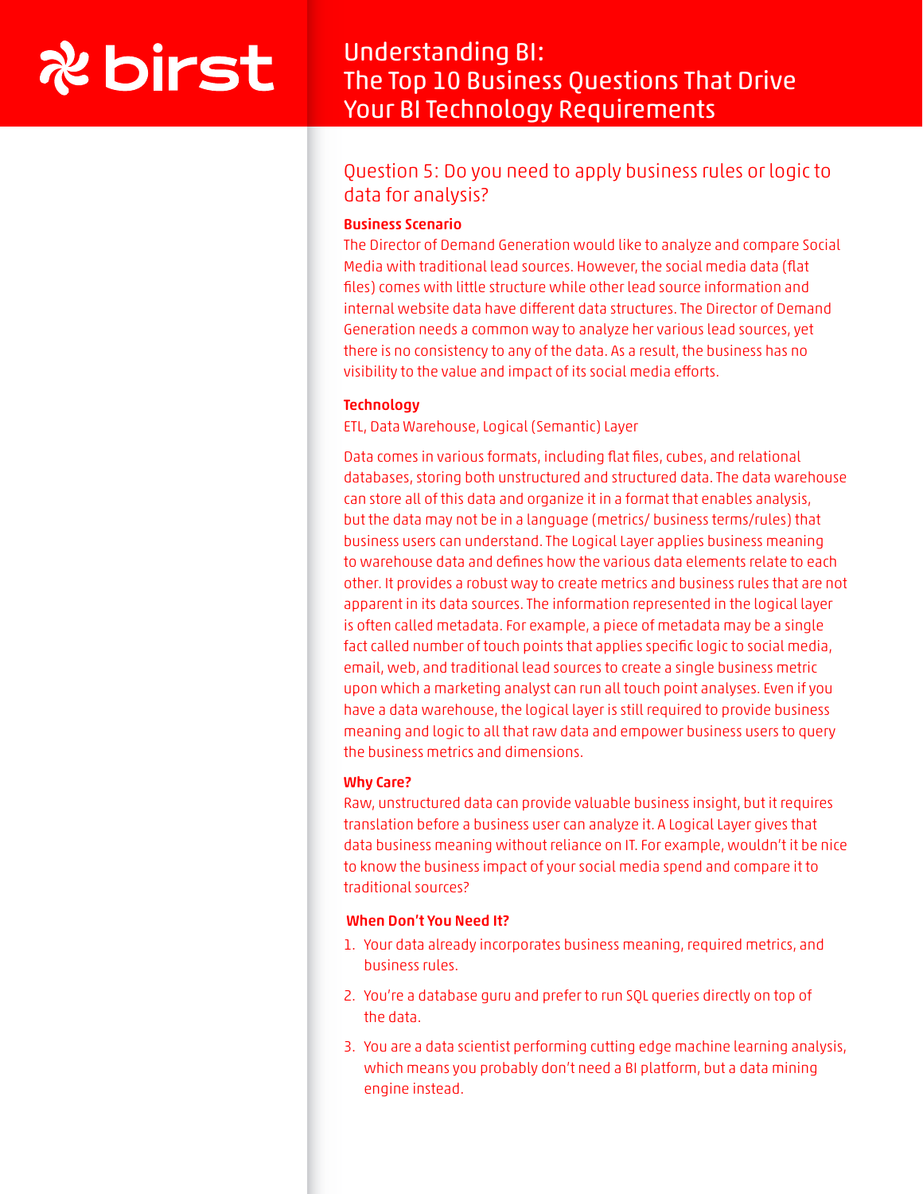## Question 5: Do you need to apply business rules or logic to data for analysis?

**Business Scenario**

The Director of Demand Generation would like to analyze and compare Social Media with traditional lead sources. However, the social media data (flat files) comes with little structure while other lead source information and internal website data have different data structures. The Director of Demand Generation needs a common way to analyze her various lead sources, yet there is no consistency to any of the data. As a result, the business has no visibility to the value and impact of its social media efforts.

**Technology**

ETL, Data Warehouse, Logical (Semantic) Layer

Data comes in various formats, including flat files, cubes, and relational databases, storing both unstructured and structured data. The data warehouse can store all of this data and organize it in a format that enables analysis, but the data may not be in a language (metrics/ business terms/rules) that business users can understand. The Logical Layer applies business meaning to warehouse data and defines how the various data elements relate to each other. It provides a robust way to create metrics and business rules that are not apparent in its data sources. The information represented in the logical layer is often called metadata. For example, a piece of metadata may be a single fact called number of touch points that applies specific logic to social media, email, web, and traditional lead sources to create a single business metric upon which a marketing analyst can run all touch point analyses. Even if you have a data warehouse, the logical layer is still required to provide business meaning and logic to all that raw data and empower business users to query the business metrics and dimensions.

**Why Care?**

Raw, unstructured data can provide valuable business insight, but it requires translation before a business user can analyze it. A Logical Layer gives that data business meaning without reliance on IT. For example, wouldn't it be nice to know the business impact of your social media spend and compare it to traditional sources?

**When Don't You Need It?**

1. Your data already incorporates business meaning, required metrics, and business rules.
2. You're a database guru and prefer to run SQL queries directly on top of the data.
3. You are a data scientist performing cutting edge machine learning analysis, which means you probably don't need a BI platform, but a data mining engine instead.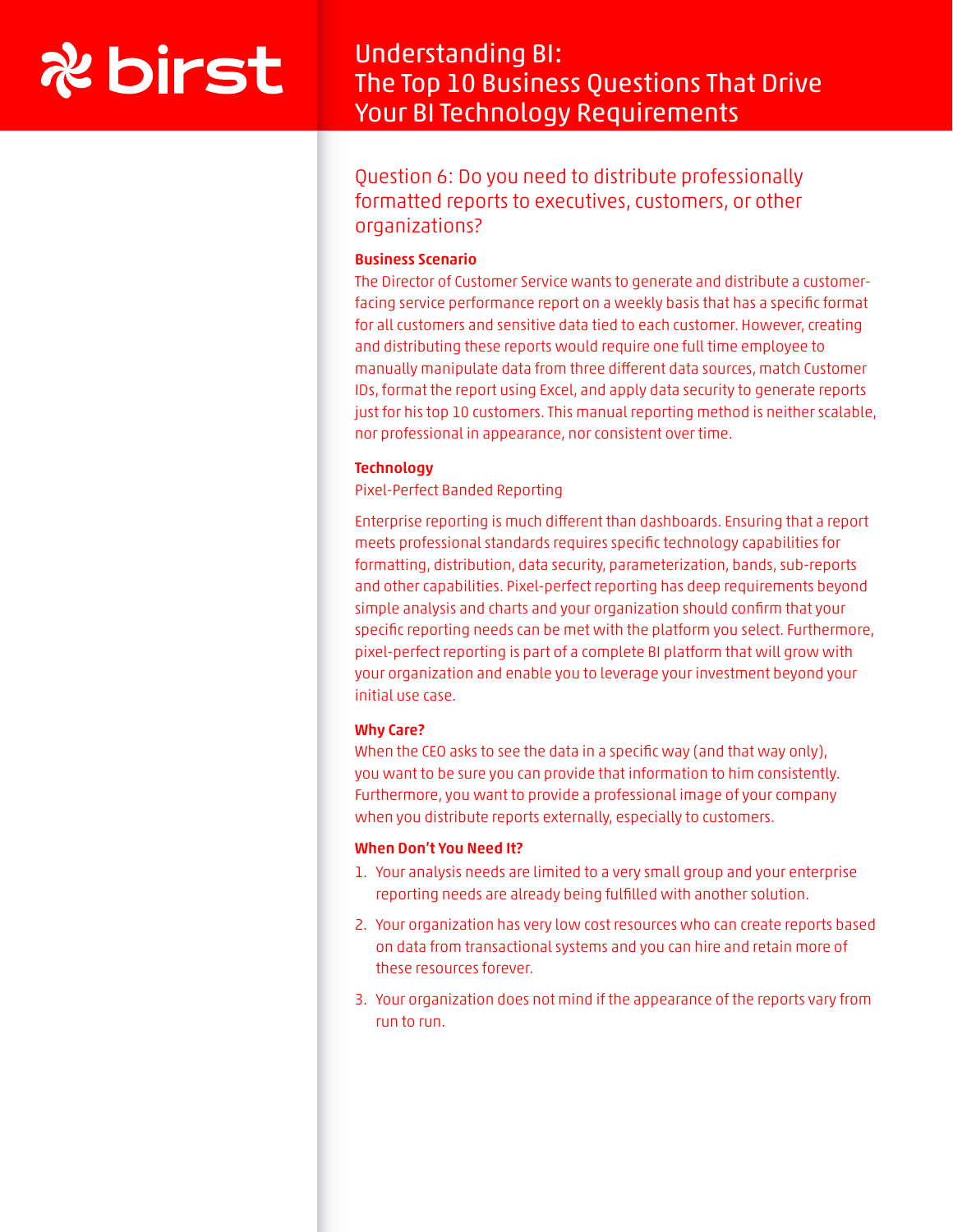## Question 6: Do you need to distribute professionally formatted reports to executives, customers, or other organizations?

### Business Scenario

The Director of Customer Service wants to generate and distribute a customer-facing service performance report on a weekly basis that has a specific format for all customers and sensitive data tied to each customer. However, creating and distributing these reports would require one full time employee to manually manipulate data from three different data sources, match Customer IDs, format the report using Excel, and apply data security to generate reports just for his top 10 customers. This manual reporting method is neither scalable, nor professional in appearance, nor consistent over time.

### Technology

Pixel-Perfect Banded Reporting

Enterprise reporting is much different than dashboards. Ensuring that a report meets professional standards requires specific technology capabilities for formatting, distribution, data security, parameterization, bands, sub-reports and other capabilities. Pixel-perfect reporting has deep requirements beyond simple analysis and charts and your organization should confirm that your specific reporting needs can be met with the platform you select. Furthermore, pixel-perfect reporting is part of a complete BI platform that will grow with your organization and enable you to leverage your investment beyond your initial use case.

### Why Care?

When the CEO asks to see the data in a specific way (and that way only), you want to be sure you can provide that information to him consistently. Furthermore, you want to provide a professional image of your company when you distribute reports externally, especially to customers.

### When Don't You Need It?

1. Your analysis needs are limited to a very small group and your enterprise reporting needs are already being fulfilled with another solution.
2. Your organization has very low cost resources who can create reports based on data from transactional systems and you can hire and retain more of these resources forever.
3. Your organization does not mind if the appearance of the reports vary from run to run.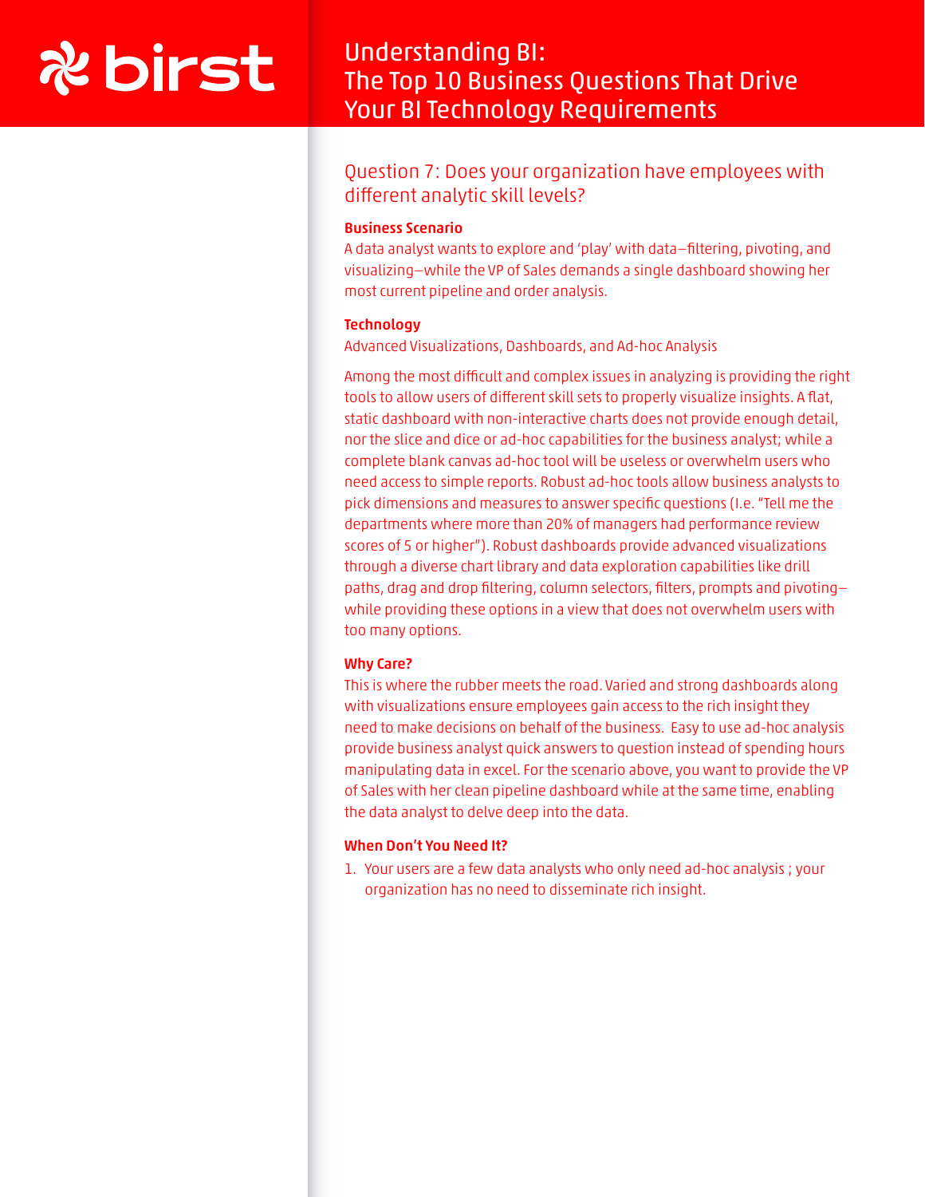## Question 7: Does your organization have employees with different analytic skill levels?

### Business Scenario

A data analyst wants to explore and 'play' with data—filtering, pivoting, and visualizing—while the VP of Sales demands a single dashboard showing her most current pipeline and order analysis.

### Technology

Advanced Visualizations, Dashboards, and Ad-hoc Analysis

Among the most difficult and complex issues in analyzing is providing the right tools to allow users of different skill sets to properly visualize insights. A flat, static dashboard with non-interactive charts does not provide enough detail, nor the slice and dice or ad-hoc capabilities for the business analyst; while a complete blank canvas ad-hoc tool will be useless or overwhelm users who need access to simple reports. Robust ad-hoc tools allow business analysts to pick dimensions and measures to answer specific questions (I.e. "Tell me the departments where more than 20% of managers had performance review scores of 5 or higher"). Robust dashboards provide advanced visualizations through a diverse chart library and data exploration capabilities like drill paths, drag and drop filtering, column selectors, filters, prompts and pivoting—while providing these options in a view that does not overwhelm users with too many options.

### Why Care?

This is where the rubber meets the road. Varied and strong dashboards along with visualizations ensure employees gain access to the rich insight they need to make decisions on behalf of the business. Easy to use ad-hoc analysis provide business analyst quick answers to question instead of spending hours manipulating data in excel. For the scenario above, you want to provide the VP of Sales with her clean pipeline dashboard while at the same time, enabling the data analyst to delve deep into the data.

### When Don't You Need It?

1. Your users are a few data analysts who only need ad-hoc analysis ; your organization has no need to disseminate rich insight.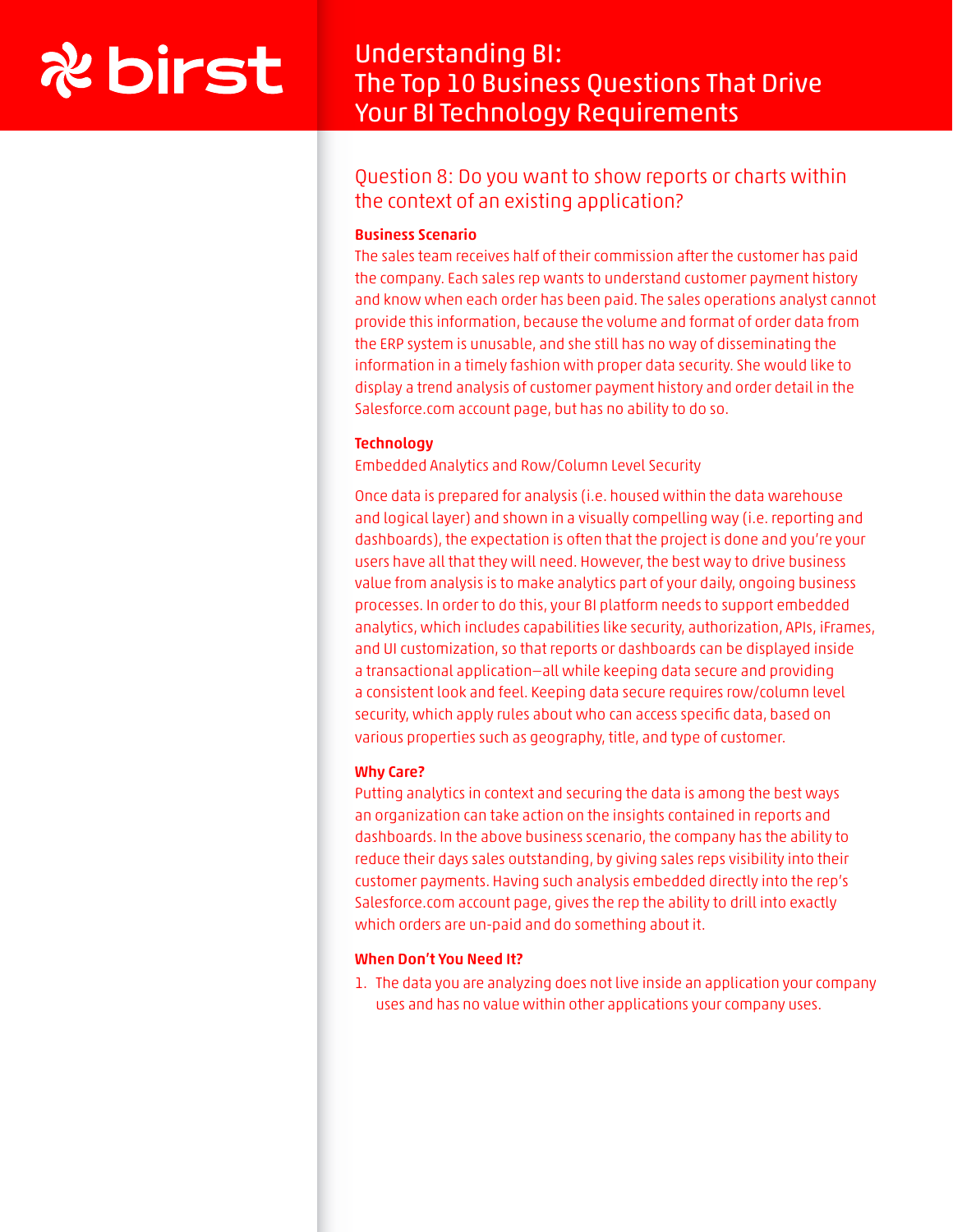## Question 8: Do you want to show reports or charts within the context of an existing application?

### Business Scenario

The sales team receives half of their commission after the customer has paid the company. Each sales rep wants to understand customer payment history and know when each order has been paid. The sales operations analyst cannot provide this information, because the volume and format of order data from the ERP system is unusable, and she still has no way of disseminating the information in a timely fashion with proper data security. She would like to display a trend analysis of customer payment history and order detail in the Salesforce.com account page, but has no ability to do so.

### Technology

Embedded Analytics and Row/Column Level Security

Once data is prepared for analysis (i.e. housed within the data warehouse and logical layer) and shown in a visually compelling way (i.e. reporting and dashboards), the expectation is often that the project is done and you're your users have all that they will need. However, the best way to drive business value from analysis is to make analytics part of your daily, ongoing business processes. In order to do this, your BI platform needs to support embedded analytics, which includes capabilities like security, authorization, APIs, iFrames, and UI customization, so that reports or dashboards can be displayed inside a transactional application—all while keeping data secure and providing a consistent look and feel. Keeping data secure requires row/column level security, which apply rules about who can access specific data, based on various properties such as geography, title, and type of customer.

### Why Care?

Putting analytics in context and securing the data is among the best ways an organization can take action on the insights contained in reports and dashboards. In the above business scenario, the company has the ability to reduce their days sales outstanding, by giving sales reps visibility into their customer payments. Having such analysis embedded directly into the rep's Salesforce.com account page, gives the rep the ability to drill into exactly which orders are un-paid and do something about it.

### When Don't You Need It?

1. The data you are analyzing does not live inside an application your company uses and has no value within other applications your company uses.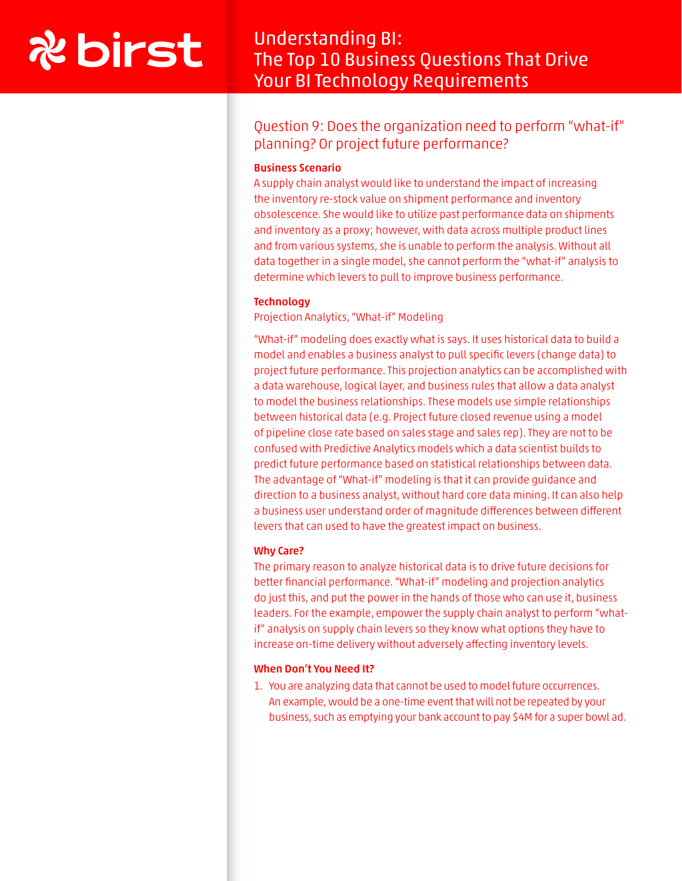## Question 9: Does the organization need to perform "what-if" planning? Or project future performance?

### Business Scenario

A supply chain analyst would like to understand the impact of increasing the inventory re-stock value on shipment performance and inventory obsolescence. She would like to utilize past performance data on shipments and inventory as a proxy; however, with data across multiple product lines and from various systems, she is unable to perform the analysis. Without all data together in a single model, she cannot perform the "what-if" analysis to determine which levers to pull to improve business performance.

### Technology

Projection Analytics, "What-if" Modeling

"What-if" modeling does exactly what is says. It uses historical data to build a model and enables a business analyst to pull specific levers (change data) to project future performance. This projection analytics can be accomplished with a data warehouse, logical layer, and business rules that allow a data analyst to model the business relationships. These models use simple relationships between historical data (e.g. Project future closed revenue using a model of pipeline close rate based on sales stage and sales rep). They are not to be confused with Predictive Analytics models which a data scientist builds to predict future performance based on statistical relationships between data. The advantage of "What-if" modeling is that it can provide guidance and direction to a business analyst, without hard core data mining. It can also help a business user understand order of magnitude differences between different levers that can used to have the greatest impact on business.

### Why Care?

The primary reason to analyze historical data is to drive future decisions for better financial performance. "What-if" modeling and projection analytics do just this, and put the power in the hands of those who can use it, business leaders. For the example, empower the supply chain analyst to perform "what-if" analysis on supply chain levers so they know what options they have to increase on-time delivery without adversely affecting inventory levels.

### When Don't You Need It?

1. You are analyzing data that cannot be used to model future occurrences. An example, would be a one-time event that will not be repeated by your business, such as emptying your bank account to pay $4M for a super bowl ad.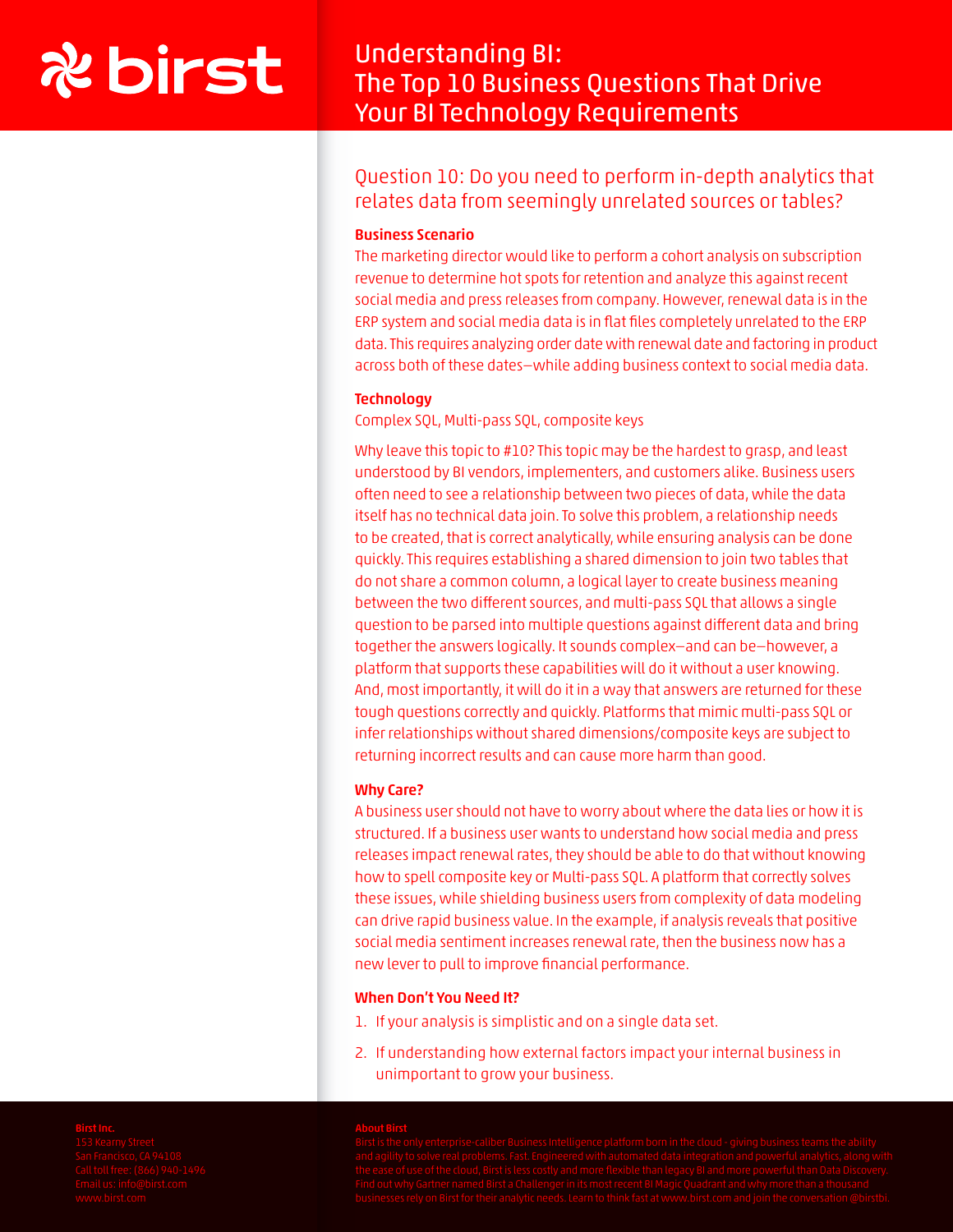# Understanding BI: The Top 10 Business Questions That Drive Your BI Technology Requirements

## Question 10: Do you need to perform in-depth analytics that relates data from seemingly unrelated sources or tables?

### Business Scenario

The marketing director would like to perform a cohort analysis on subscription revenue to determine hot spots for retention and analyze this against recent social media and press releases from company. However, renewal data is in the ERP system and social media data is in flat files completely unrelated to the ERP data. This requires analyzing order date with renewal date and factoring in product across both of these dates—while adding business context to social media data.

### Technology

Complex SQL, Multi-pass SQL, composite keys

Why leave this topic to #10? This topic may be the hardest to grasp, and least understood by BI vendors, implementers, and customers alike. Business users often need to see a relationship between two pieces of data, while the data itself has no technical data join. To solve this problem, a relationship needs to be created, that is correct analytically, while ensuring analysis can be done quickly. This requires establishing a shared dimension to join two tables that do not share a common column, a logical layer to create business meaning between the two different sources, and multi-pass SQL that allows a single question to be parsed into multiple questions against different data and bring together the answers logically. It sounds complex—and can be—however, a platform that supports these capabilities will do it without a user knowing. And, most importantly, it will do it in a way that answers are returned for these tough questions correctly and quickly. Platforms that mimic multi-pass SQL or infer relationships without shared dimensions/composite keys are subject to returning incorrect results and can cause more harm than good.

### Why Care?

A business user should not have to worry about where the data lies or how it is structured. If a business user wants to understand how social media and press releases impact renewal rates, they should be able to do that without knowing how to spell composite key or Multi-pass SQL. A platform that correctly solves these issues, while shielding business users from complexity of data modeling can drive rapid business value. In the example, if analysis reveals that positive social media sentiment increases renewal rate, then the business now has a new lever to pull to improve financial performance.

### When Don't You Need It?

1. If your analysis is simplistic and on a single data set.
2. If understanding how external factors impact your internal business in unimportant to grow your business.

**Birst Inc.**
153 Kearny Street
San Francisco, CA 94108
Call toll free: (866) 940-1496
Email us: info@birst.com
www.birst.com

**About Birst**
Birst is the only enterprise-caliber Business Intelligence platform born in the cloud - giving business teams the ability and agility to solve real problems. Fast. Engineered with automated data integration and powerful analytics, along with the ease of use of the cloud, Birst is less costly and more flexible than legacy BI and more powerful than Data Discovery. Find out why Gartner named Birst a Challenger in its most recent BI Magic Quadrant and why more than a thousand businesses rely on Birst for their analytic needs. Learn to think fast at www.birst.com and join the conversation @birstbi.